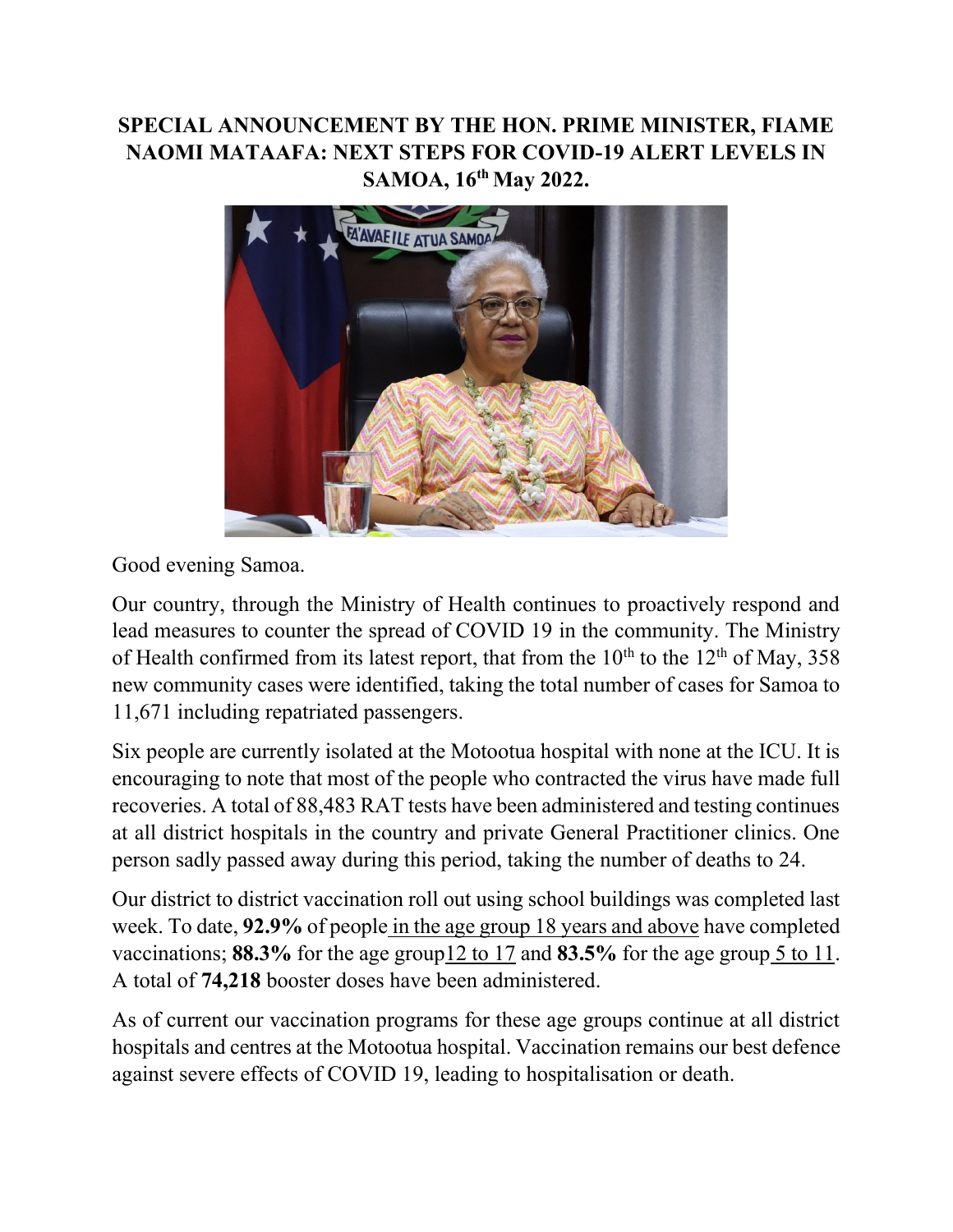**SPECIAL ANNOUNCEMENT BY THE HON. PRIME MINISTER, FIAME NAOMI MATAAFA: NEXT STEPS FOR COVID-19 ALERT LEVELS IN SAMOA, 16th May 2022.**

Good evening Samoa.

Our country, through the Ministry of Health continues to proactively respond and lead measures to counter the spread of COVID 19 in the community. The Ministry of Health confirmed from its latest report, that from the 10th to the 12th of May, 358 new community cases were identified, taking the total number of cases for Samoa to 11,671 including repatriated passengers.

Six people are currently isolated at the Motootua hospital with none at the ICU. It is encouraging to note that most of the people who contracted the virus have made full recoveries. A total of 88,483 RAT tests have been administered and testing continues at all district hospitals in the country and private General Practitioner clinics. One person sadly passed away during this period, taking the number of deaths to 24.

Our district to district vaccination roll out using school buildings was completed last week. To date, **92.9%** of people in the age group 18 years and above have completed vaccinations; **88.3%** for the age group 12 to 17 and **83.5%** for the age group 5 to 11. A total of **74,218** booster doses have been administered.

As of current our vaccination programs for these age groups continue at all district hospitals and centres at the Motootua hospital. Vaccination remains our best defence against severe effects of COVID 19, leading to hospitalisation or death.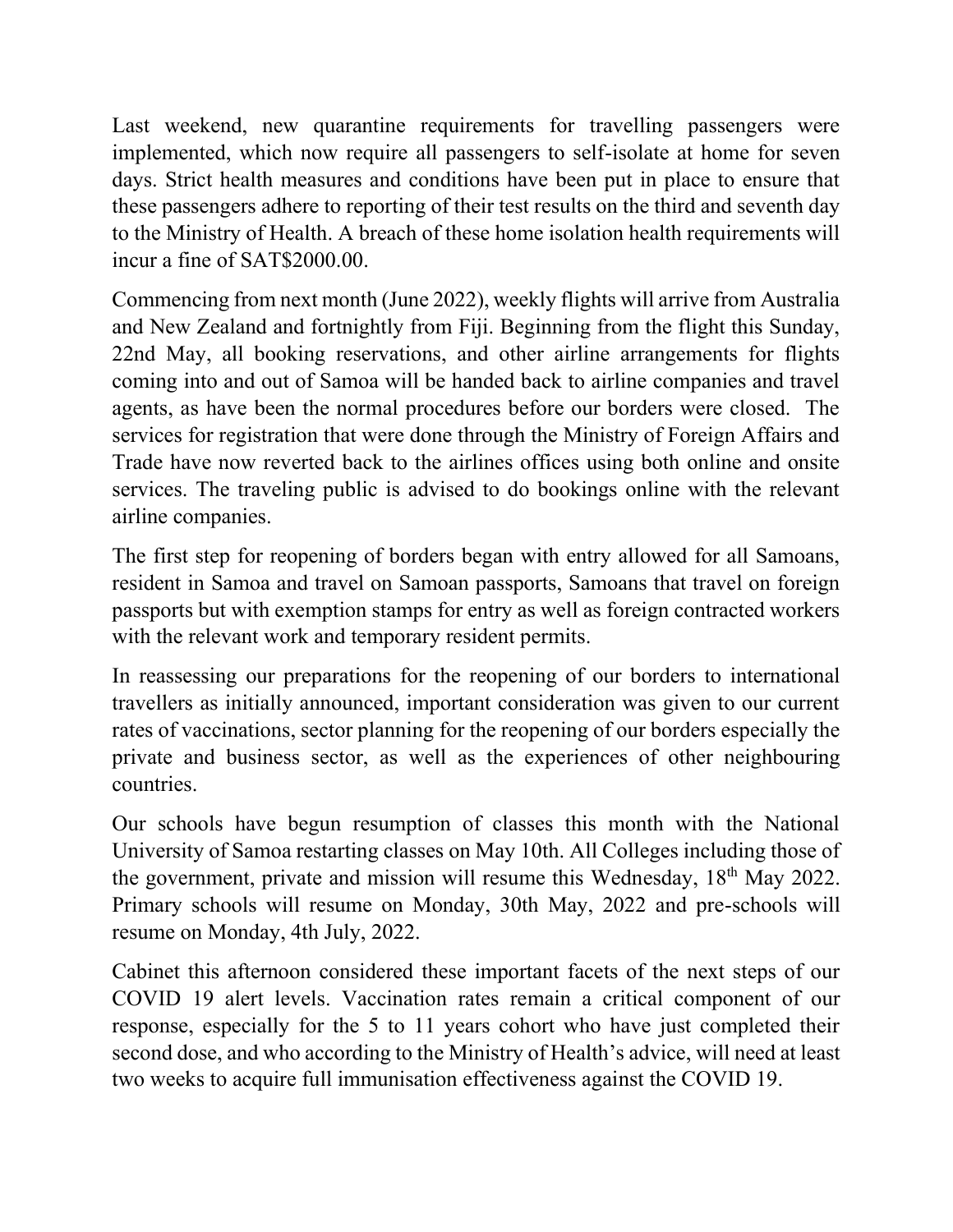Last weekend, new quarantine requirements for travelling passengers were implemented, which now require all passengers to self-isolate at home for seven days. Strict health measures and conditions have been put in place to ensure that these passengers adhere to reporting of their test results on the third and seventh day to the Ministry of Health. A breach of these home isolation health requirements will incur a fine of SAT$2000.00.

Commencing from next month (June 2022), weekly flights will arrive from Australia and New Zealand and fortnightly from Fiji. Beginning from the flight this Sunday, 22nd May, all booking reservations, and other airline arrangements for flights coming into and out of Samoa will be handed back to airline companies and travel agents, as have been the normal procedures before our borders were closed. The services for registration that were done through the Ministry of Foreign Affairs and Trade have now reverted back to the airlines offices using both online and onsite services. The traveling public is advised to do bookings online with the relevant airline companies.

The first step for reopening of borders began with entry allowed for all Samoans, resident in Samoa and travel on Samoan passports, Samoans that travel on foreign passports but with exemption stamps for entry as well as foreign contracted workers with the relevant work and temporary resident permits.

In reassessing our preparations for the reopening of our borders to international travellers as initially announced, important consideration was given to our current rates of vaccinations, sector planning for the reopening of our borders especially the private and business sector, as well as the experiences of other neighbouring countries.

Our schools have begun resumption of classes this month with the National University of Samoa restarting classes on May 10th. All Colleges including those of the government, private and mission will resume this Wednesday, 18th May 2022. Primary schools will resume on Monday, 30th May, 2022 and pre-schools will resume on Monday, 4th July, 2022.

Cabinet this afternoon considered these important facets of the next steps of our COVID 19 alert levels. Vaccination rates remain a critical component of our response, especially for the 5 to 11 years cohort who have just completed their second dose, and who according to the Ministry of Health's advice, will need at least two weeks to acquire full immunisation effectiveness against the COVID 19.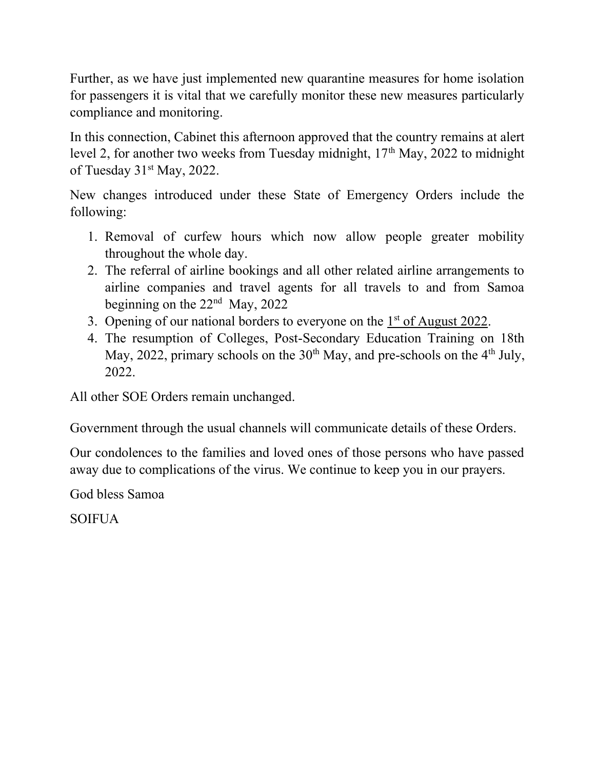Further, as we have just implemented new quarantine measures for home isolation for passengers it is vital that we carefully monitor these new measures particularly compliance and monitoring.

In this connection, Cabinet this afternoon approved that the country remains at alert level 2, for another two weeks from Tuesday midnight, 17th May, 2022 to midnight of Tuesday 31st May, 2022.

New changes introduced under these State of Emergency Orders include the following:

1. Removal of curfew hours which now allow people greater mobility throughout the whole day.
2. The referral of airline bookings and all other related airline arrangements to airline companies and travel agents for all travels to and from Samoa beginning on the 22nd May, 2022
3. Opening of our national borders to everyone on the 1st of August 2022.
4. The resumption of Colleges, Post-Secondary Education Training on 18th May, 2022, primary schools on the 30th May, and pre-schools on the 4th July, 2022.

All other SOE Orders remain unchanged.

Government through the usual channels will communicate details of these Orders.

Our condolences to the families and loved ones of those persons who have passed away due to complications of the virus. We continue to keep you in our prayers.

God bless Samoa

SOIFUA